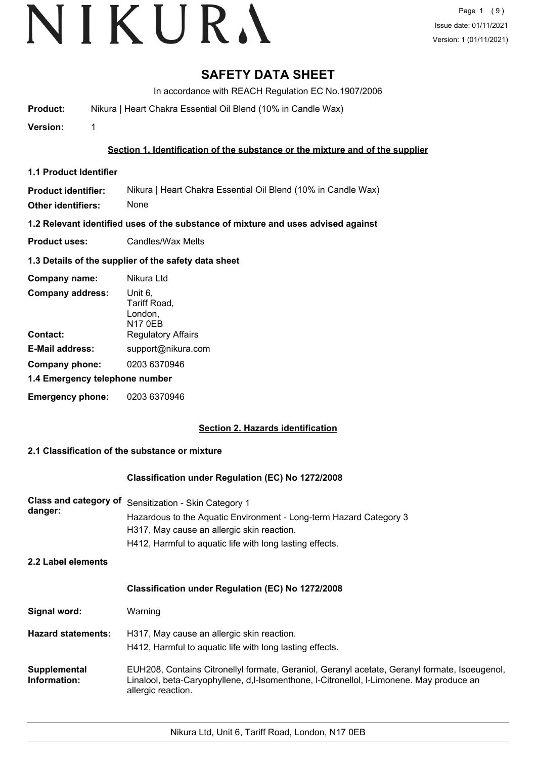# SAFETY DATA SHEET

In accordance with REACH Regulation EC No.1907/2006

**Product:** Nikura | Heart Chakra Essential Oil Blend (10% in Candle Wax)

**Version:** 1

## Section 1. Identification of the substance or the mixture and of the supplier

### 1.1 Product Identifier

**Product identifier:** Nikura | Heart Chakra Essential Oil Blend (10% in Candle Wax)

**Other identifiers:** None

### 1.2 Relevant identified uses of the substance of mixture and uses advised against

**Product uses:** Candles/Wax Melts

### 1.3 Details of the supplier of the safety data sheet

**Company name:** Nikura Ltd

**Company address:** Unit 6,
Tariff Road,
London,
N17 0EB

**Contact:** Regulatory Affairs

**E-Mail address:** support@nikura.com

**Company phone:** 0203 6370946

### 1.4 Emergency telephone number

**Emergency phone:** 0203 6370946

## Section 2. Hazards identification

### 2.1 Classification of the substance or mixture

**Classification under Regulation (EC) No 1272/2008**

**Class and category of danger:**
Sensitization - Skin Category 1
Hazardous to the Aquatic Environment - Long-term Hazard Category 3
H317, May cause an allergic skin reaction.
H412, Harmful to aquatic life with long lasting effects.

### 2.2 Label elements

**Classification under Regulation (EC) No 1272/2008**

**Signal word:** Warning

**Hazard statements:**
H317, May cause an allergic skin reaction.
H412, Harmful to aquatic life with long lasting effects.

**Supplemental Information:** EUH208, Contains Citronellyl formate, Geraniol, Geranyl acetate, Geranyl formate, Isoeugenol, Linalool, beta-Caryophyllene, d,l-Isomenthone, l-Citronellol, l-Limonene. May produce an allergic reaction.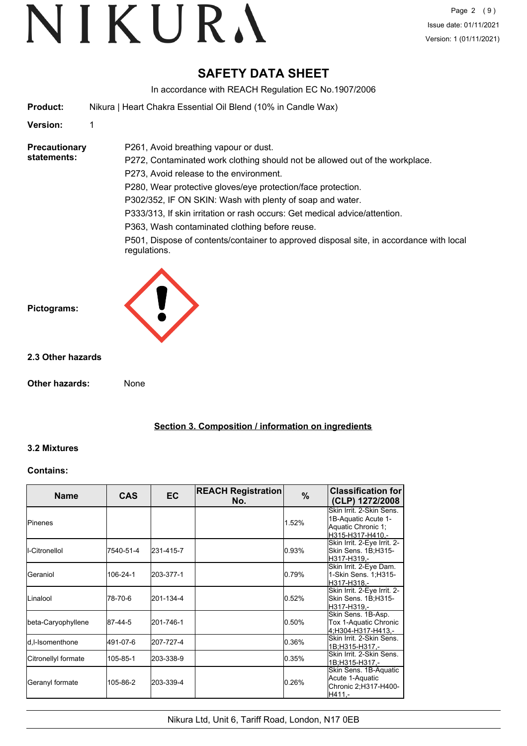# SAFETY DATA SHEET

In accordance with REACH Regulation EC No.1907/2006

**Product:** Nikura | Heart Chakra Essential Oil Blend (10% in Candle Wax)

**Version:** 1

**Precautionary statements:**

P261, Avoid breathing vapour or dust.

P272, Contaminated work clothing should not be allowed out of the workplace.

P273, Avoid release to the environment.

P280, Wear protective gloves/eye protection/face protection.

P302/352, IF ON SKIN: Wash with plenty of soap and water.

P333/313, If skin irritation or rash occurs: Get medical advice/attention.

P363, Wash contaminated clothing before reuse.

P501, Dispose of contents/container to approved disposal site, in accordance with local regulations.

**Pictograms:**

### 2.3 Other hazards

**Other hazards:** None

## Section 3. Composition / information on ingredients

### 3.2 Mixtures

**Contains:**

| Name | CAS | EC | REACH Registration No. | % | Classification for (CLP) 1272/2008 |
|---|---|---|---|---|---|
| Pinenes | | | | 1.52% | Skin Irrit. 2-Skin Sens. 1B-Aquatic Acute 1-Aquatic Chronic 1;H315-H317-H410,- |
| l-Citronellol | 7540-51-4 | 231-415-7 | | 0.93% | Skin Irrit. 2-Eye Irrit. 2-Skin Sens. 1B;H315-H317-H319,- |
| Geraniol | 106-24-1 | 203-377-1 | | 0.79% | Skin Irrit. 2-Eye Dam. 1-Skin Sens. 1;H315-H317-H318,- |
| Linalool | 78-70-6 | 201-134-4 | | 0.52% | Skin Irrit. 2-Eye Irrit. 2-Skin Sens. 1B;H315-H317-H319,- |
| beta-Caryophyllene | 87-44-5 | 201-746-1 | | 0.50% | Skin Sens. 1B-Asp. Tox 1-Aquatic Chronic 4;H304-H317-H413,- |
| d,l-Isomenthone | 491-07-6 | 207-727-4 | | 0.36% | Skin Irrit. 2-Skin Sens. 1B;H315-H317,- |
| Citronellyl formate | 105-85-1 | 203-338-9 | | 0.35% | Skin Irrit. 2-Skin Sens. 1B;H315-H317,- |
| Geranyl formate | 105-86-2 | 203-339-4 | | 0.26% | Skin Sens. 1B-Aquatic Acute 1-Aquatic Chronic 2;H317-H400-H411,- |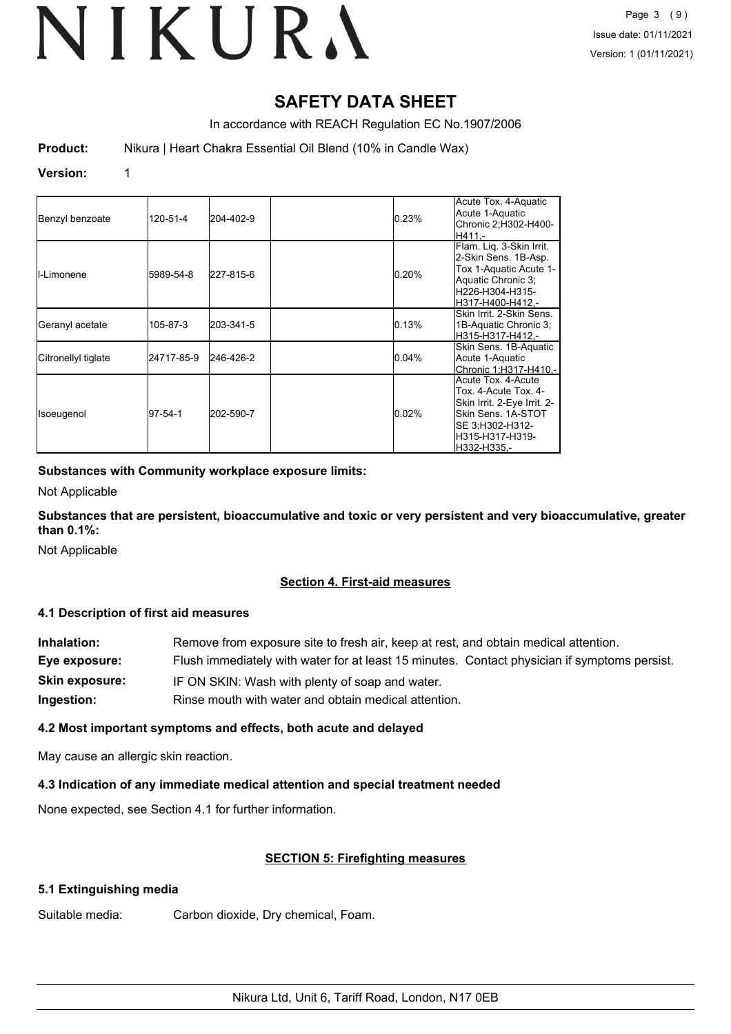# SAFETY DATA SHEET

In accordance with REACH Regulation EC No.1907/2006

**Product:** Nikura | Heart Chakra Essential Oil Blend (10% in Candle Wax)

**Version:** 1

| | | | | | |
|---|---|---|---|---|---|
| Benzyl benzoate | 120-51-4 | 204-402-9 | | 0.23% | Acute Tox. 4-Aquatic Acute 1-Aquatic Chronic 2;H302-H400-H411,- |
| l-Limonene | 5989-54-8 | 227-815-6 | | 0.20% | Flam. Liq. 3-Skin Irrit. 2-Skin Sens. 1B-Asp. Tox 1-Aquatic Acute 1-Aquatic Chronic 3; H226-H304-H315-H317-H400-H412,- |
| Geranyl acetate | 105-87-3 | 203-341-5 | | 0.13% | Skin Irrit. 2-Skin Sens. 1B-Aquatic Chronic 3; H315-H317-H412,- |
| Citronellyl tiglate | 24717-85-9 | 246-426-2 | | 0.04% | Skin Sens. 1B-Aquatic Acute 1-Aquatic Chronic 1;H317-H410,- |
| Isoeugenol | 97-54-1 | 202-590-7 | | 0.02% | Acute Tox. 4-Acute Tox. 4-Acute Tox. 4-Skin Irrit. 2-Eye Irrit. 2-Skin Sens. 1A-STOT SE 3;H302-H312-H315-H317-H319-H332-H335,- |

**Substances with Community workplace exposure limits:**

Not Applicable

**Substances that are persistent, bioaccumulative and toxic or very persistent and very bioaccumulative, greater than 0.1%:**

Not Applicable

## Section 4. First-aid measures

### 4.1 Description of first aid measures

**Inhalation:** Remove from exposure site to fresh air, keep at rest, and obtain medical attention.

**Eye exposure:** Flush immediately with water for at least 15 minutes. Contact physician if symptoms persist.

**Skin exposure:** IF ON SKIN: Wash with plenty of soap and water.

**Ingestion:** Rinse mouth with water and obtain medical attention.

### 4.2 Most important symptoms and effects, both acute and delayed

May cause an allergic skin reaction.

### 4.3 Indication of any immediate medical attention and special treatment needed

None expected, see Section 4.1 for further information.

## SECTION 5: Firefighting measures

### 5.1 Extinguishing media

Suitable media: Carbon dioxide, Dry chemical, Foam.

Nikura Ltd, Unit 6, Tariff Road, London, N17 0EB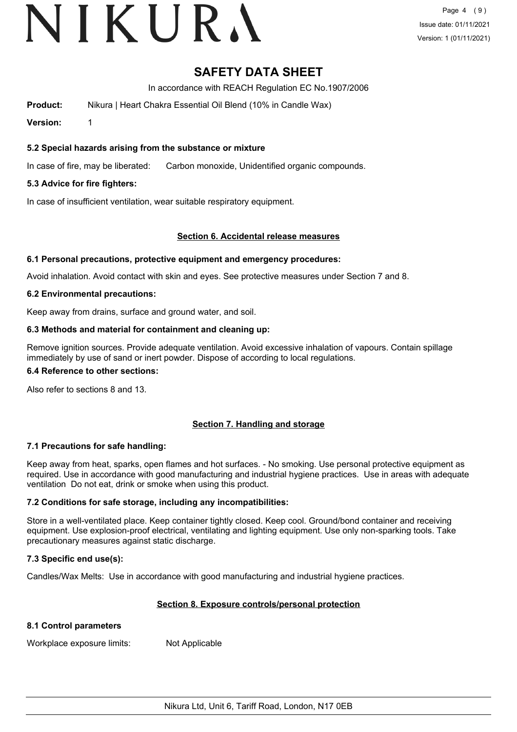# SAFETY DATA SHEET

In accordance with REACH Regulation EC No.1907/2006

**Product:** Nikura | Heart Chakra Essential Oil Blend (10% in Candle Wax)

**Version:** 1

### 5.2 Special hazards arising from the substance or mixture

In case of fire, may be liberated: Carbon monoxide, Unidentified organic compounds.

### 5.3 Advice for fire fighters:

In case of insufficient ventilation, wear suitable respiratory equipment.

## Section 6. Accidental release measures

### 6.1 Personal precautions, protective equipment and emergency procedures:

Avoid inhalation. Avoid contact with skin and eyes. See protective measures under Section 7 and 8.

### 6.2 Environmental precautions:

Keep away from drains, surface and ground water, and soil.

### 6.3 Methods and material for containment and cleaning up:

Remove ignition sources. Provide adequate ventilation. Avoid excessive inhalation of vapours. Contain spillage immediately by use of sand or inert powder. Dispose of according to local regulations.

### 6.4 Reference to other sections:

Also refer to sections 8 and 13.

## Section 7. Handling and storage

### 7.1 Precautions for safe handling:

Keep away from heat, sparks, open flames and hot surfaces. - No smoking. Use personal protective equipment as required. Use in accordance with good manufacturing and industrial hygiene practices. Use in areas with adequate ventilation Do not eat, drink or smoke when using this product.

### 7.2 Conditions for safe storage, including any incompatibilities:

Store in a well-ventilated place. Keep container tightly closed. Keep cool. Ground/bond container and receiving equipment. Use explosion-proof electrical, ventilating and lighting equipment. Use only non-sparking tools. Take precautionary measures against static discharge.

### 7.3 Specific end use(s):

Candles/Wax Melts: Use in accordance with good manufacturing and industrial hygiene practices.

## Section 8. Exposure controls/personal protection

### 8.1 Control parameters

Workplace exposure limits: Not Applicable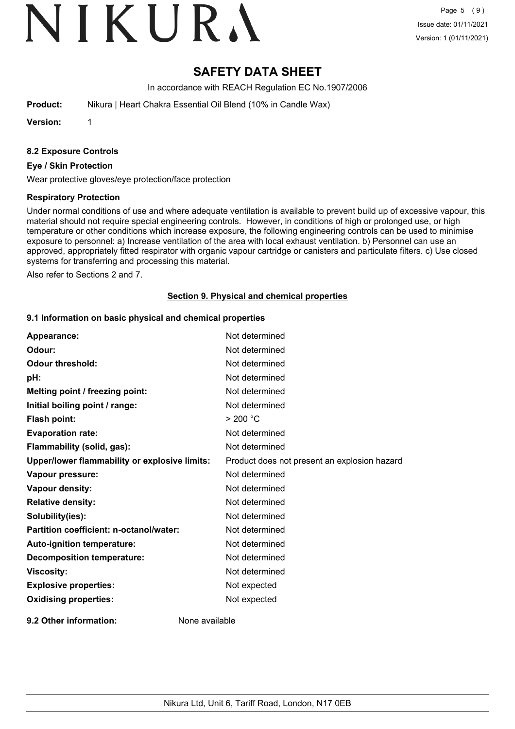# SAFETY DATA SHEET

In accordance with REACH Regulation EC No.1907/2006

**Product:** Nikura | Heart Chakra Essential Oil Blend (10% in Candle Wax)

**Version:** 1

### 8.2 Exposure Controls

**Eye / Skin Protection**

Wear protective gloves/eye protection/face protection

**Respiratory Protection**

Under normal conditions of use and where adequate ventilation is available to prevent build up of excessive vapour, this material should not require special engineering controls. However, in conditions of high or prolonged use, or high temperature or other conditions which increase exposure, the following engineering controls can be used to minimise exposure to personnel: a) Increase ventilation of the area with local exhaust ventilation. b) Personnel can use an approved, appropriately fitted respirator with organic vapour cartridge or canisters and particulate filters. c) Use closed systems for transferring and processing this material.

Also refer to Sections 2 and 7.

## Section 9. Physical and chemical properties

### 9.1 Information on basic physical and chemical properties

| | |
|---|---|
| **Appearance:** | Not determined |
| **Odour:** | Not determined |
| **Odour threshold:** | Not determined |
| **pH:** | Not determined |
| **Melting point / freezing point:** | Not determined |
| **Initial boiling point / range:** | Not determined |
| **Flash point:** | > 200 °C |
| **Evaporation rate:** | Not determined |
| **Flammability (solid, gas):** | Not determined |
| **Upper/lower flammability or explosive limits:** | Product does not present an explosion hazard |
| **Vapour pressure:** | Not determined |
| **Vapour density:** | Not determined |
| **Relative density:** | Not determined |
| **Solubility(ies):** | Not determined |
| **Partition coefficient: n-octanol/water:** | Not determined |
| **Auto-ignition temperature:** | Not determined |
| **Decomposition temperature:** | Not determined |
| **Viscosity:** | Not determined |
| **Explosive properties:** | Not expected |
| **Oxidising properties:** | Not expected |

**9.2 Other information:** None available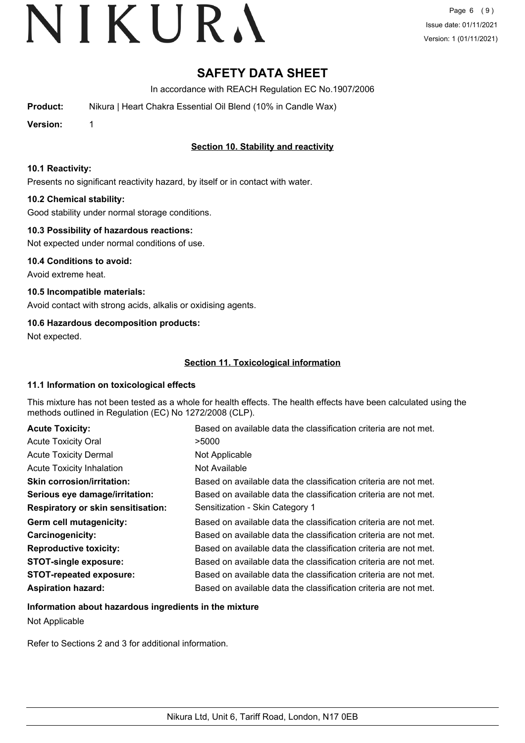# SAFETY DATA SHEET

In accordance with REACH Regulation EC No.1907/2006

**Product:** Nikura | Heart Chakra Essential Oil Blend (10% in Candle Wax)

**Version:** 1

## Section 10. Stability and reactivity

### 10.1 Reactivity:

Presents no significant reactivity hazard, by itself or in contact with water.

### 10.2 Chemical stability:

Good stability under normal storage conditions.

### 10.3 Possibility of hazardous reactions:

Not expected under normal conditions of use.

### 10.4 Conditions to avoid:

Avoid extreme heat.

### 10.5 Incompatible materials:

Avoid contact with strong acids, alkalis or oxidising agents.

### 10.6 Hazardous decomposition products:

Not expected.

## Section 11. Toxicological information

### 11.1 Information on toxicological effects

This mixture has not been tested as a whole for health effects. The health effects have been calculated using the methods outlined in Regulation (EC) No 1272/2008 (CLP).

| | |
|---|---|
| **Acute Toxicity:** | Based on available data the classification criteria are not met. |
| Acute Toxicity Oral | >5000 |
| Acute Toxicity Dermal | Not Applicable |
| Acute Toxicity Inhalation | Not Available |
| **Skin corrosion/irritation:** | Based on available data the classification criteria are not met. |
| **Serious eye damage/irritation:** | Based on available data the classification criteria are not met. |
| **Respiratory or skin sensitisation:** | Sensitization - Skin Category 1 |
| **Germ cell mutagenicity:** | Based on available data the classification criteria are not met. |
| **Carcinogenicity:** | Based on available data the classification criteria are not met. |
| **Reproductive toxicity:** | Based on available data the classification criteria are not met. |
| **STOT-single exposure:** | Based on available data the classification criteria are not met. |
| **STOT-repeated exposure:** | Based on available data the classification criteria are not met. |
| **Aspiration hazard:** | Based on available data the classification criteria are not met. |

### Information about hazardous ingredients in the mixture

Not Applicable

Refer to Sections 2 and 3 for additional information.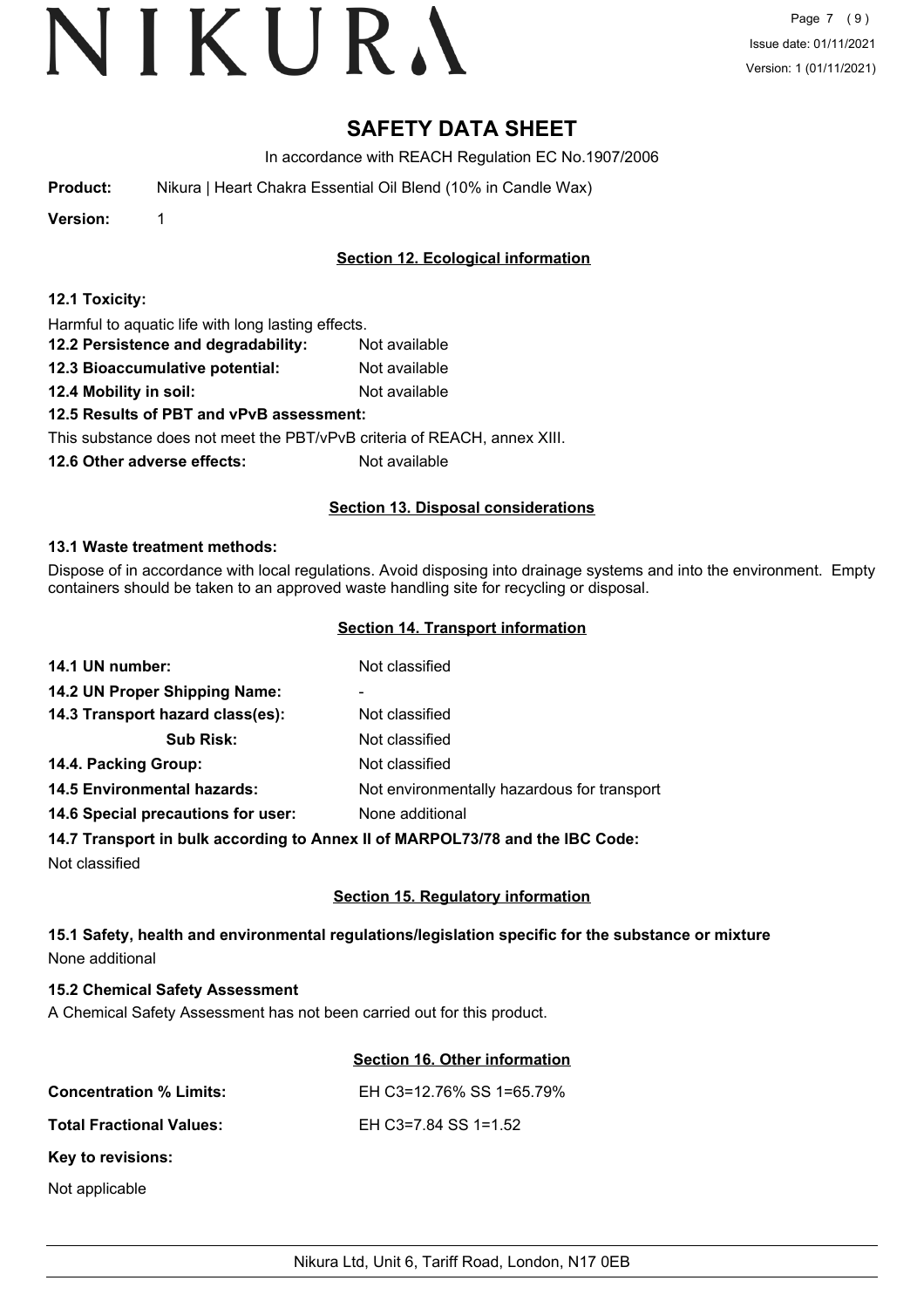# SAFETY DATA SHEET

In accordance with REACH Regulation EC No.1907/2006

**Product:** Nikura | Heart Chakra Essential Oil Blend (10% in Candle Wax)

**Version:** 1

## Section 12. Ecological information

**12.1 Toxicity:**

Harmful to aquatic life with long lasting effects.

**12.2 Persistence and degradability:** Not available

**12.3 Bioaccumulative potential:** Not available

**12.4 Mobility in soil:** Not available

**12.5 Results of PBT and vPvB assessment:**

This substance does not meet the PBT/vPvB criteria of REACH, annex XIII.

**12.6 Other adverse effects:** Not available

## Section 13. Disposal considerations

**13.1 Waste treatment methods:**

Dispose of in accordance with local regulations. Avoid disposing into drainage systems and into the environment. Empty containers should be taken to an approved waste handling site for recycling or disposal.

## Section 14. Transport information

**14.1 UN number:** Not classified

**14.2 UN Proper Shipping Name:** -

**14.3 Transport hazard class(es):** Not classified

**Sub Risk:** Not classified

**14.4. Packing Group:** Not classified

**14.5 Environmental hazards:** Not environmentally hazardous for transport

**14.6 Special precautions for user:** None additional

**14.7 Transport in bulk according to Annex II of MARPOL73/78 and the IBC Code:**

Not classified

## Section 15. Regulatory information

**15.1 Safety, health and environmental regulations/legislation specific for the substance or mixture**

None additional

**15.2 Chemical Safety Assessment**

A Chemical Safety Assessment has not been carried out for this product.

## Section 16. Other information

**Concentration % Limits:** EH C3=12.76% SS 1=65.79%

**Total Fractional Values:** EH C3=7.84 SS 1=1.52

**Key to revisions:**

Not applicable

Nikura Ltd, Unit 6, Tariff Road, London, N17 0EB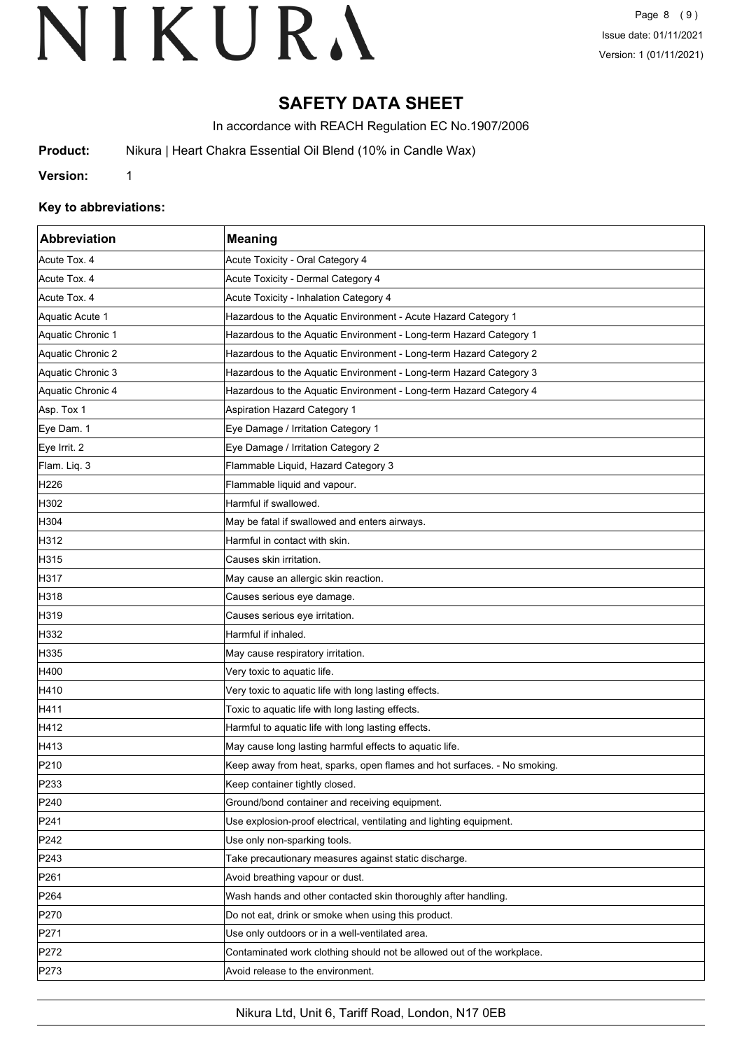# SAFETY DATA SHEET

In accordance with REACH Regulation EC No.1907/2006

**Product:** Nikura | Heart Chakra Essential Oil Blend (10% in Candle Wax)

**Version:** 1

### Key to abbreviations:

| Abbreviation | Meaning |
|---|---|
| Acute Tox. 4 | Acute Toxicity - Oral Category 4 |
| Acute Tox. 4 | Acute Toxicity - Dermal Category 4 |
| Acute Tox. 4 | Acute Toxicity - Inhalation Category 4 |
| Aquatic Acute 1 | Hazardous to the Aquatic Environment - Acute Hazard Category 1 |
| Aquatic Chronic 1 | Hazardous to the Aquatic Environment - Long-term Hazard Category 1 |
| Aquatic Chronic 2 | Hazardous to the Aquatic Environment - Long-term Hazard Category 2 |
| Aquatic Chronic 3 | Hazardous to the Aquatic Environment - Long-term Hazard Category 3 |
| Aquatic Chronic 4 | Hazardous to the Aquatic Environment - Long-term Hazard Category 4 |
| Asp. Tox 1 | Aspiration Hazard Category 1 |
| Eye Dam. 1 | Eye Damage / Irritation Category 1 |
| Eye Irrit. 2 | Eye Damage / Irritation Category 2 |
| Flam. Liq. 3 | Flammable Liquid, Hazard Category 3 |
| H226 | Flammable liquid and vapour. |
| H302 | Harmful if swallowed. |
| H304 | May be fatal if swallowed and enters airways. |
| H312 | Harmful in contact with skin. |
| H315 | Causes skin irritation. |
| H317 | May cause an allergic skin reaction. |
| H318 | Causes serious eye damage. |
| H319 | Causes serious eye irritation. |
| H332 | Harmful if inhaled. |
| H335 | May cause respiratory irritation. |
| H400 | Very toxic to aquatic life. |
| H410 | Very toxic to aquatic life with long lasting effects. |
| H411 | Toxic to aquatic life with long lasting effects. |
| H412 | Harmful to aquatic life with long lasting effects. |
| H413 | May cause long lasting harmful effects to aquatic life. |
| P210 | Keep away from heat, sparks, open flames and hot surfaces. - No smoking. |
| P233 | Keep container tightly closed. |
| P240 | Ground/bond container and receiving equipment. |
| P241 | Use explosion-proof electrical, ventilating and lighting equipment. |
| P242 | Use only non-sparking tools. |
| P243 | Take precautionary measures against static discharge. |
| P261 | Avoid breathing vapour or dust. |
| P264 | Wash hands and other contacted skin thoroughly after handling. |
| P270 | Do not eat, drink or smoke when using this product. |
| P271 | Use only outdoors or in a well-ventilated area. |
| P272 | Contaminated work clothing should not be allowed out of the workplace. |
| P273 | Avoid release to the environment. |

Nikura Ltd, Unit 6, Tariff Road, London, N17 0EB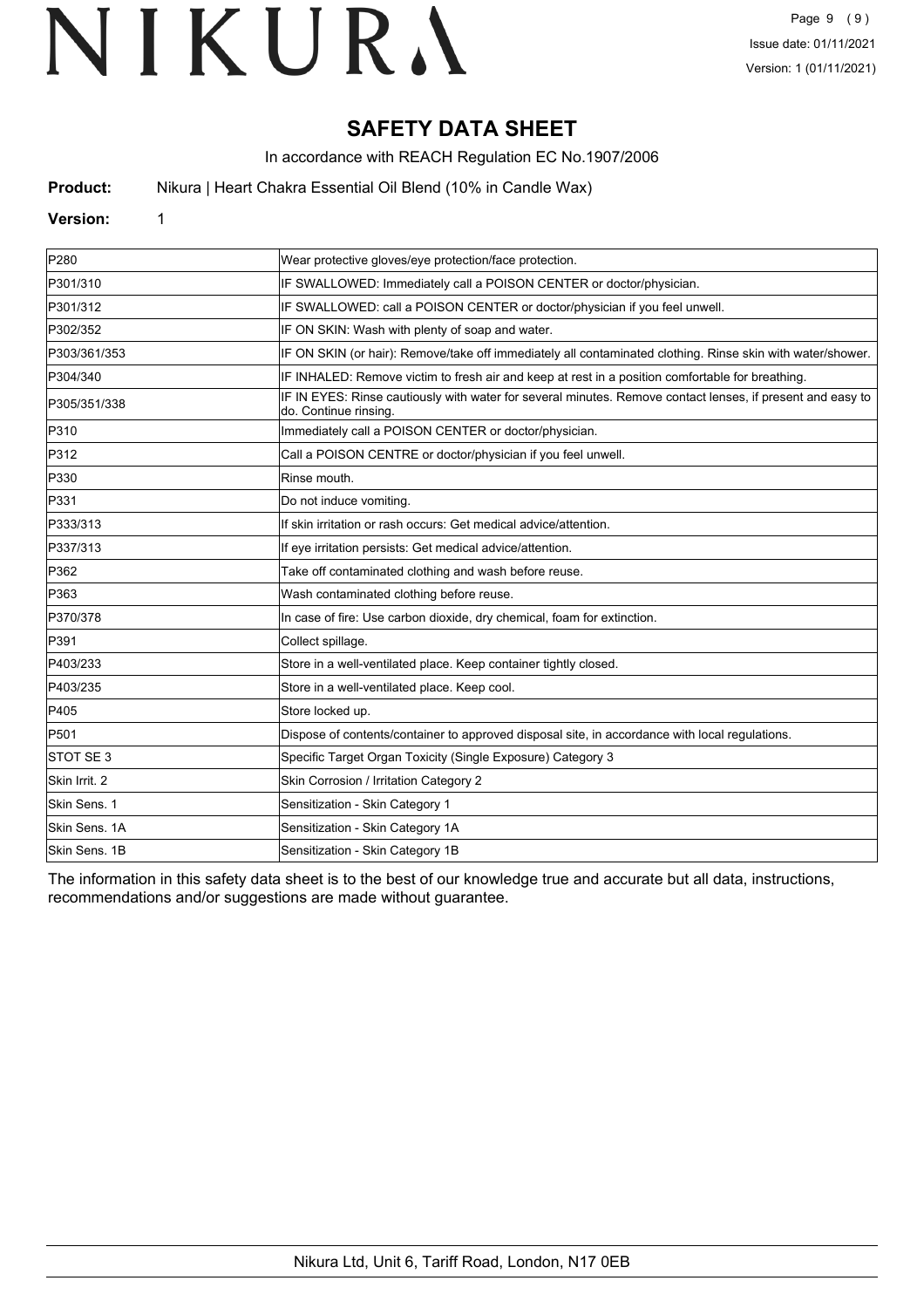# SAFETY DATA SHEET

In accordance with REACH Regulation EC No.1907/2006

**Product:** Nikura | Heart Chakra Essential Oil Blend (10% in Candle Wax)

**Version:** 1

| | |
|---|---|
| P280 | Wear protective gloves/eye protection/face protection. |
| P301/310 | IF SWALLOWED: Immediately call a POISON CENTER or doctor/physician. |
| P301/312 | IF SWALLOWED: call a POISON CENTER or doctor/physician if you feel unwell. |
| P302/352 | IF ON SKIN: Wash with plenty of soap and water. |
| P303/361/353 | IF ON SKIN (or hair): Remove/take off immediately all contaminated clothing. Rinse skin with water/shower. |
| P304/340 | IF INHALED: Remove victim to fresh air and keep at rest in a position comfortable for breathing. |
| P305/351/338 | IF IN EYES: Rinse cautiously with water for several minutes. Remove contact lenses, if present and easy to do. Continue rinsing. |
| P310 | Immediately call a POISON CENTER or doctor/physician. |
| P312 | Call a POISON CENTRE or doctor/physician if you feel unwell. |
| P330 | Rinse mouth. |
| P331 | Do not induce vomiting. |
| P333/313 | If skin irritation or rash occurs: Get medical advice/attention. |
| P337/313 | If eye irritation persists: Get medical advice/attention. |
| P362 | Take off contaminated clothing and wash before reuse. |
| P363 | Wash contaminated clothing before reuse. |
| P370/378 | In case of fire: Use carbon dioxide, dry chemical, foam for extinction. |
| P391 | Collect spillage. |
| P403/233 | Store in a well-ventilated place. Keep container tightly closed. |
| P403/235 | Store in a well-ventilated place. Keep cool. |
| P405 | Store locked up. |
| P501 | Dispose of contents/container to approved disposal site, in accordance with local regulations. |
| STOT SE 3 | Specific Target Organ Toxicity (Single Exposure) Category 3 |
| Skin Irrit. 2 | Skin Corrosion / Irritation Category 2 |
| Skin Sens. 1 | Sensitization - Skin Category 1 |
| Skin Sens. 1A | Sensitization - Skin Category 1A |
| Skin Sens. 1B | Sensitization - Skin Category 1B |

The information in this safety data sheet is to the best of our knowledge true and accurate but all data, instructions, recommendations and/or suggestions are made without guarantee.